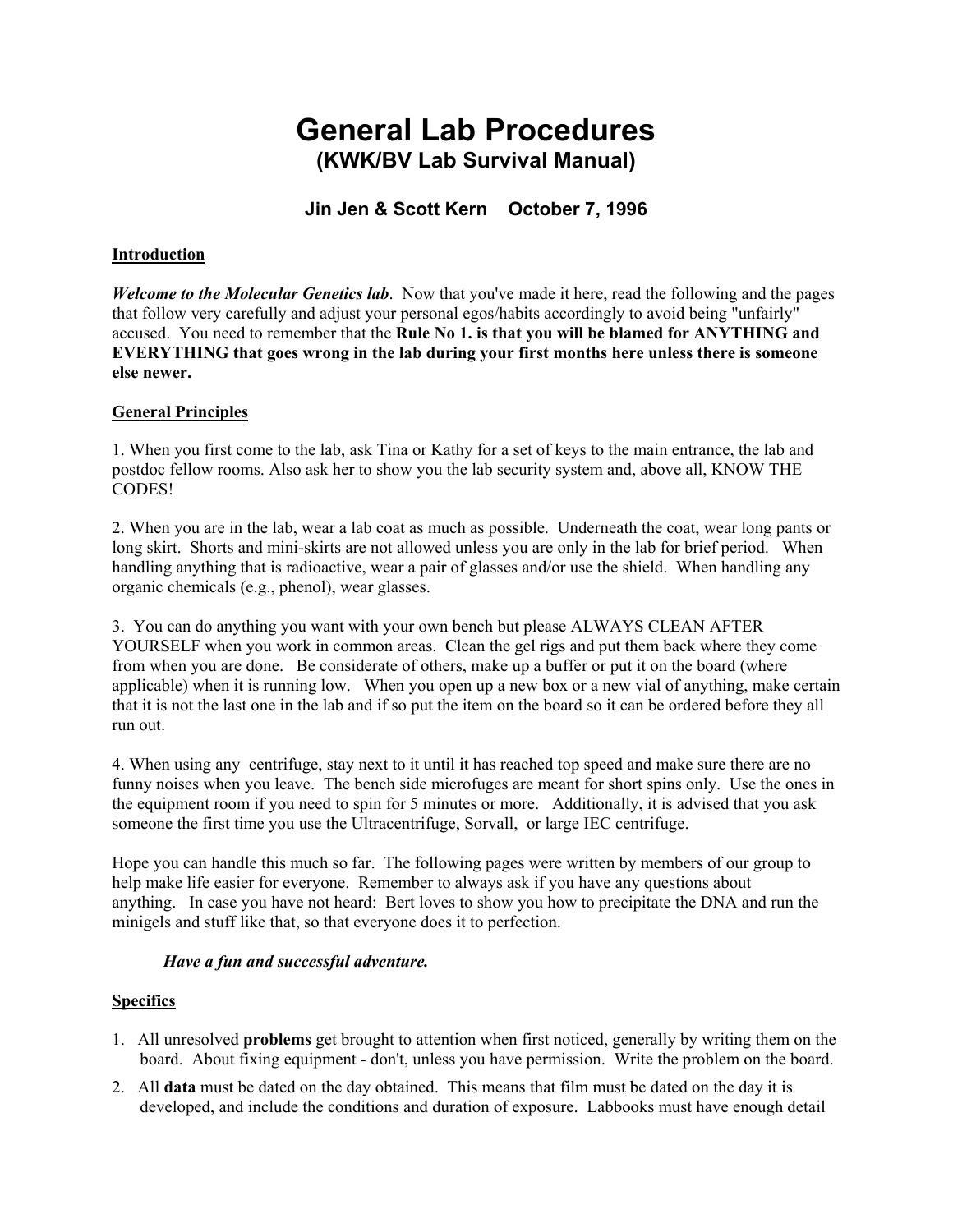# General Lab Procedures
## (KWK/BV Lab Survival Manual)

### Jin Jen & Scott Kern    October 7, 1996

**Introduction**

***Welcome to the Molecular Genetics lab***. Now that you've made it here, read the following and the pages that follow very carefully and adjust your personal egos/habits accordingly to avoid being "unfairly" accused. You need to remember that the **Rule No 1. is that you will be blamed for ANYTHING and EVERYTHING that goes wrong in the lab during your first months here unless there is someone else newer.**

**General Principles**

1. When you first come to the lab, ask Tina or Kathy for a set of keys to the main entrance, the lab and postdoc fellow rooms. Also ask her to show you the lab security system and, above all, KNOW THE CODES!

2. When you are in the lab, wear a lab coat as much as possible. Underneath the coat, wear long pants or long skirt. Shorts and mini-skirts are not allowed unless you are only in the lab for brief period. When handling anything that is radioactive, wear a pair of glasses and/or use the shield. When handling any organic chemicals (e.g., phenol), wear glasses.

3. You can do anything you want with your own bench but please ALWAYS CLEAN AFTER YOURSELF when you work in common areas. Clean the gel rigs and put them back where they come from when you are done. Be considerate of others, make up a buffer or put it on the board (where applicable) when it is running low. When you open up a new box or a new vial of anything, make certain that it is not the last one in the lab and if so put the item on the board so it can be ordered before they all run out.

4. When using any centrifuge, stay next to it until it has reached top speed and make sure there are no funny noises when you leave. The bench side microfuges are meant for short spins only. Use the ones in the equipment room if you need to spin for 5 minutes or more. Additionally, it is advised that you ask someone the first time you use the Ultracentrifuge, Sorvall, or large IEC centrifuge.

Hope you can handle this much so far. The following pages were written by members of our group to help make life easier for everyone. Remember to always ask if you have any questions about anything. In case you have not heard: Bert loves to show you how to precipitate the DNA and run the minigels and stuff like that, so that everyone does it to perfection.

***Have a fun and successful adventure.***

**Specifics**

1. All unresolved **problems** get brought to attention when first noticed, generally by writing them on the board. About fixing equipment - don't, unless you have permission. Write the problem on the board.
2. All **data** must be dated on the day obtained. This means that film must be dated on the day it is developed, and include the conditions and duration of exposure. Labbooks must have enough detail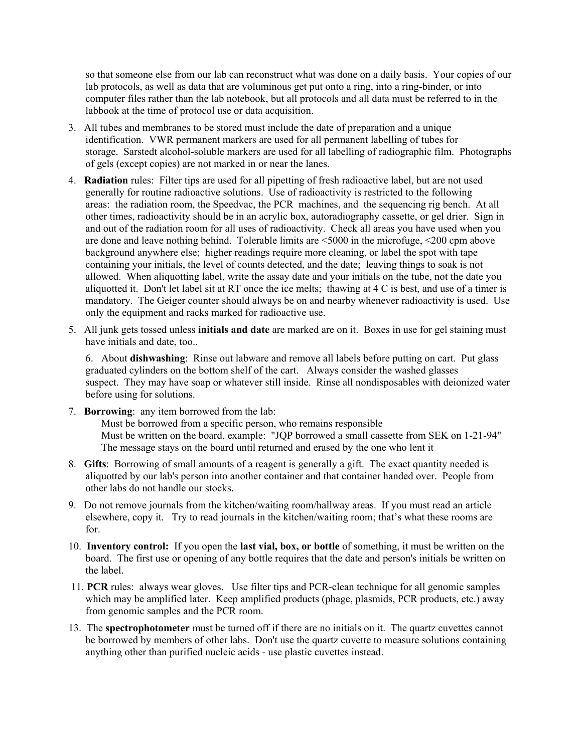so that someone else from our lab can reconstruct what was done on a daily basis. Your copies of our lab protocols, as well as data that are voluminous get put onto a ring, into a ring-binder, or into computer files rather than the lab notebook, but all protocols and all data must be referred to in the labbook at the time of protocol use or data acquisition.

3. All tubes and membranes to be stored must include the date of preparation and a unique identification. VWR permanent markers are used for all permanent labelling of tubes for storage. Sarstedt alcohol-soluble markers are used for all labelling of radiographic film. Photographs of gels (except copies) are not marked in or near the lanes.

4. **Radiation** rules: Filter tips are used for all pipetting of fresh radioactive label, but are not used generally for routine radioactive solutions. Use of radioactivity is restricted to the following areas: the radiation room, the Speedvac, the PCR machines, and the sequencing rig bench. At all other times, radioactivity should be in an acrylic box, autoradiography cassette, or gel drier. Sign in and out of the radiation room for all uses of radioactivity. Check all areas you have used when you are done and leave nothing behind. Tolerable limits are <5000 in the microfuge, <200 cpm above background anywhere else; higher readings require more cleaning, or label the spot with tape containing your initials, the level of counts detected, and the date; leaving things to soak is not allowed. When aliquotting label, write the assay date and your initials on the tube, not the date you aliquotted it. Don't let label sit at RT once the ice melts; thawing at 4 C is best, and use of a timer is mandatory. The Geiger counter should always be on and nearby whenever radioactivity is used. Use only the equipment and racks marked for radioactive use.

5. All junk gets tossed unless **initials and date** are marked are on it. Boxes in use for gel staining must have initials and date, too..

6. About **dishwashing**: Rinse out labware and remove all labels before putting on cart. Put glass graduated cylinders on the bottom shelf of the cart. Always consider the washed glasses suspect. They may have soap or whatever still inside. Rinse all nondisposables with deionized water before using for solutions.

7. **Borrowing**: any item borrowed from the lab:
   Must be borrowed from a specific person, who remains responsible
   Must be written on the board, example: "JQP borrowed a small cassette from SEK on 1-21-94"
   The message stays on the board until returned and erased by the one who lent it

8. **Gifts**: Borrowing of small amounts of a reagent is generally a gift. The exact quantity needed is aliquotted by our lab's person into another container and that container handed over. People from other labs do not handle our stocks.

9. Do not remove journals from the kitchen/waiting room/hallway areas. If you must read an article elsewhere, copy it. Try to read journals in the kitchen/waiting room; that's what these rooms are for.

10. **Inventory control:** If you open the **last vial, box, or bottle** of something, it must be written on the board. The first use or opening of any bottle requires that the date and person's initials be written on the label.

11. **PCR** rules: always wear gloves. Use filter tips and PCR-clean technique for all genomic samples which may be amplified later. Keep amplified products (phage, plasmids, PCR products, etc.) away from genomic samples and the PCR room.

13. The **spectrophotometer** must be turned off if there are no initials on it. The quartz cuvettes cannot be borrowed by members of other labs. Don't use the quartz cuvette to measure solutions containing anything other than purified nucleic acids - use plastic cuvettes instead.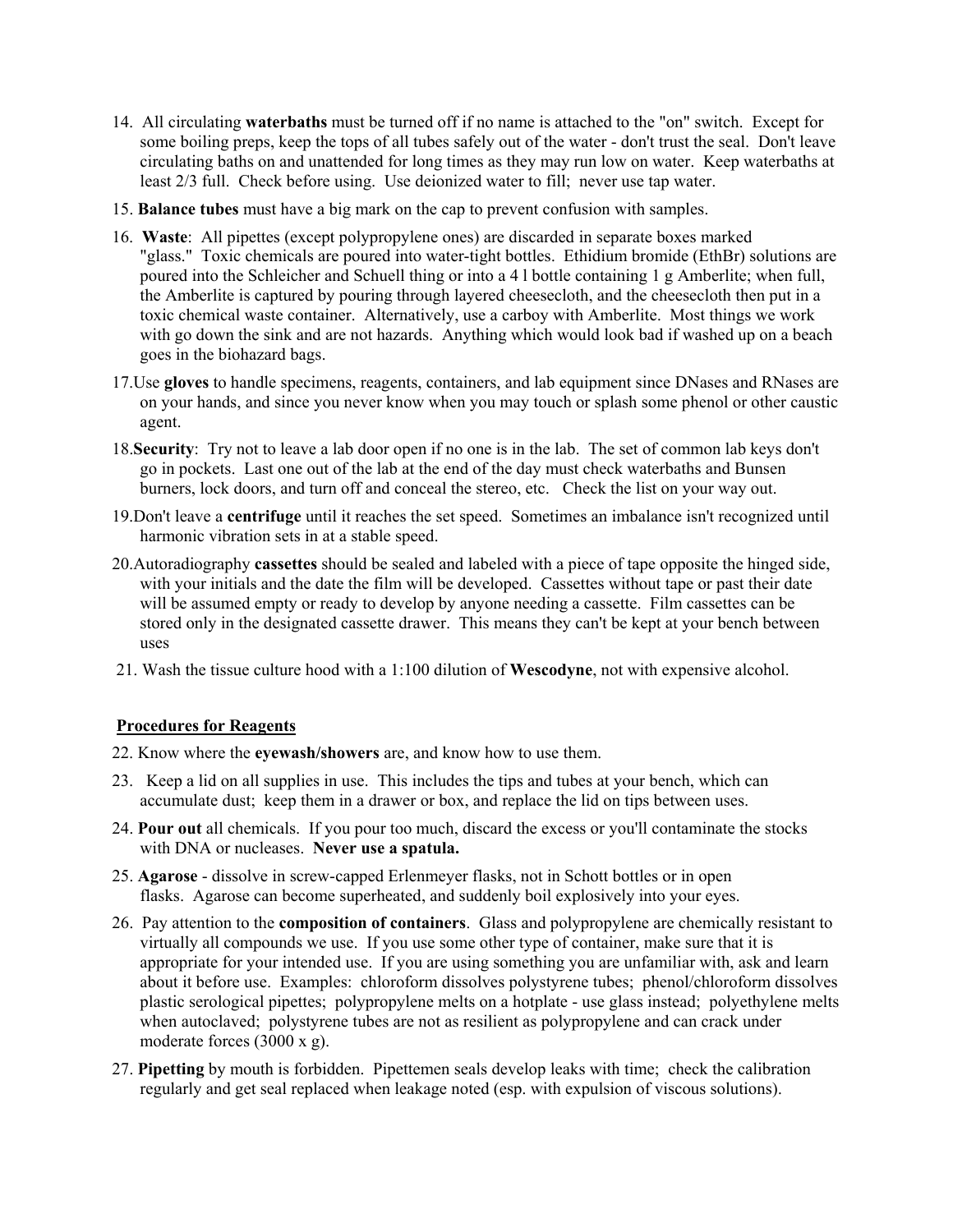14. All circulating **waterbaths** must be turned off if no name is attached to the "on" switch. Except for some boiling preps, keep the tops of all tubes safely out of the water - don't trust the seal. Don't leave circulating baths on and unattended for long times as they may run low on water. Keep waterbaths at least 2/3 full. Check before using. Use deionized water to fill; never use tap water.
15. **Balance tubes** must have a big mark on the cap to prevent confusion with samples.
16. **Waste**: All pipettes (except polypropylene ones) are discarded in separate boxes marked "glass." Toxic chemicals are poured into water-tight bottles. Ethidium bromide (EthBr) solutions are poured into the Schleicher and Schuell thing or into a 4 l bottle containing 1 g Amberlite; when full, the Amberlite is captured by pouring through layered cheesecloth, and the cheesecloth then put in a toxic chemical waste container. Alternatively, use a carboy with Amberlite. Most things we work with go down the sink and are not hazards. Anything which would look bad if washed up on a beach goes in the biohazard bags.
17. Use **gloves** to handle specimens, reagents, containers, and lab equipment since DNases and RNases are on your hands, and since you never know when you may touch or splash some phenol or other caustic agent.
18. **Security**: Try not to leave a lab door open if no one is in the lab. The set of common lab keys don't go in pockets. Last one out of the lab at the end of the day must check waterbaths and Bunsen burners, lock doors, and turn off and conceal the stereo, etc. Check the list on your way out.
19. Don't leave a **centrifuge** until it reaches the set speed. Sometimes an imbalance isn't recognized until harmonic vibration sets in at a stable speed.
20. Autoradiography **cassettes** should be sealed and labeled with a piece of tape opposite the hinged side, with your initials and the date the film will be developed. Cassettes without tape or past their date will be assumed empty or ready to develop by anyone needing a cassette. Film cassettes can be stored only in the designated cassette drawer. This means they can't be kept at your bench between uses
21. Wash the tissue culture hood with a 1:100 dilution of **Wescodyne**, not with expensive alcohol.

## Procedures for Reagents

22. Know where the **eyewash/showers** are, and know how to use them.
23. Keep a lid on all supplies in use. This includes the tips and tubes at your bench, which can accumulate dust; keep them in a drawer or box, and replace the lid on tips between uses.
24. **Pour out** all chemicals. If you pour too much, discard the excess or you'll contaminate the stocks with DNA or nucleases. **Never use a spatula.**
25. **Agarose** - dissolve in screw-capped Erlenmeyer flasks, not in Schott bottles or in open flasks. Agarose can become superheated, and suddenly boil explosively into your eyes.
26. Pay attention to the **composition of containers**. Glass and polypropylene are chemically resistant to virtually all compounds we use. If you use some other type of container, make sure that it is appropriate for your intended use. If you are using something you are unfamiliar with, ask and learn about it before use. Examples: chloroform dissolves polystyrene tubes; phenol/chloroform dissolves plastic serological pipettes; polypropylene melts on a hotplate - use glass instead; polyethylene melts when autoclaved; polystyrene tubes are not as resilient as polypropylene and can crack under moderate forces (3000 x g).
27. **Pipetting** by mouth is forbidden. Pipettemen seals develop leaks with time; check the calibration regularly and get seal replaced when leakage noted (esp. with expulsion of viscous solutions).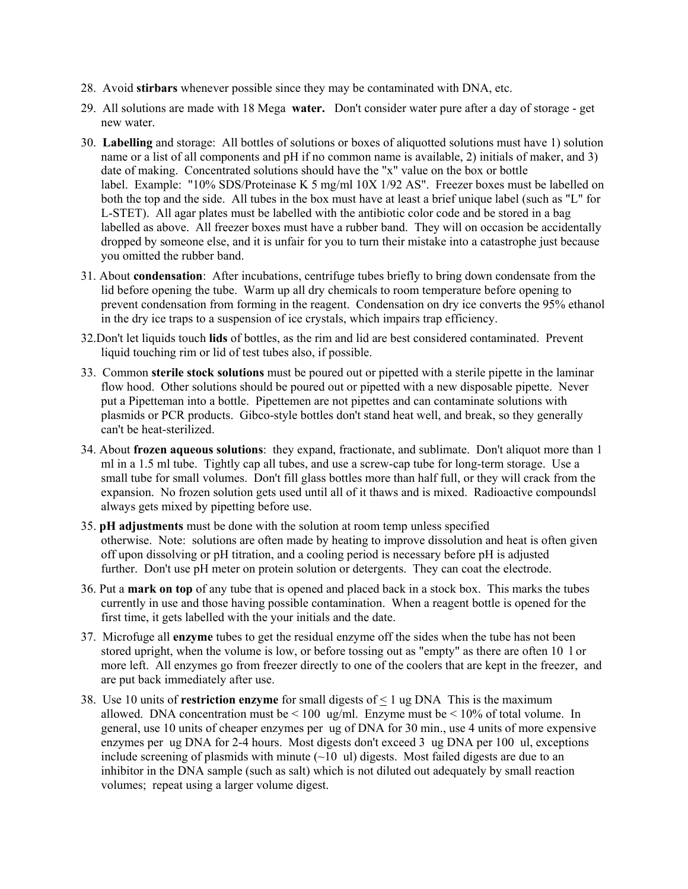28. Avoid **stirbars** whenever possible since they may be contaminated with DNA, etc.

29. All solutions are made with 18 Mega **water.** Don't consider water pure after a day of storage - get new water.

30. **Labelling** and storage: All bottles of solutions or boxes of aliquotted solutions must have 1) solution name or a list of all components and pH if no common name is available, 2) initials of maker, and 3) date of making. Concentrated solutions should have the "x" value on the box or bottle label. Example: "10% SDS/Proteinase K 5 mg/ml 10X 1/92 AS". Freezer boxes must be labelled on both the top and the side. All tubes in the box must have at least a brief unique label (such as "L" for L-STET). All agar plates must be labelled with the antibiotic color code and be stored in a bag labelled as above. All freezer boxes must have a rubber band. They will on occasion be accidentally dropped by someone else, and it is unfair for you to turn their mistake into a catastrophe just because you omitted the rubber band.

31. About **condensation**: After incubations, centrifuge tubes briefly to bring down condensate from the lid before opening the tube. Warm up all dry chemicals to room temperature before opening to prevent condensation from forming in the reagent. Condensation on dry ice converts the 95% ethanol in the dry ice traps to a suspension of ice crystals, which impairs trap efficiency.

32. Don't let liquids touch **lids** of bottles, as the rim and lid are best considered contaminated. Prevent liquid touching rim or lid of test tubes also, if possible.

33. Common **sterile stock solutions** must be poured out or pipetted with a sterile pipette in the laminar flow hood. Other solutions should be poured out or pipetted with a new disposable pipette. Never put a Pipetteman into a bottle. Pipettemen are not pipettes and can contaminate solutions with plasmids or PCR products. Gibco-style bottles don't stand heat well, and break, so they generally can't be heat-sterilized.

34. About **frozen aqueous solutions**: they expand, fractionate, and sublimate. Don't aliquot more than 1 ml in a 1.5 ml tube. Tightly cap all tubes, and use a screw-cap tube for long-term storage. Use a small tube for small volumes. Don't fill glass bottles more than half full, or they will crack from the expansion. No frozen solution gets used until all of it thaws and is mixed. Radioactive compoundsl always gets mixed by pipetting before use.

35. **pH adjustments** must be done with the solution at room temp unless specified otherwise. Note: solutions are often made by heating to improve dissolution and heat is often given off upon dissolving or pH titration, and a cooling period is necessary before pH is adjusted further. Don't use pH meter on protein solution or detergents. They can coat the electrode.

36. Put a **mark on top** of any tube that is opened and placed back in a stock box. This marks the tubes currently in use and those having possible contamination. When a reagent bottle is opened for the first time, it gets labelled with the your initials and the date.

37. Microfuge all **enzyme** tubes to get the residual enzyme off the sides when the tube has not been stored upright, when the volume is low, or before tossing out as "empty" as there are often 10 l or more left. All enzymes go from freezer directly to one of the coolers that are kept in the freezer, and are put back immediately after use.

38. Use 10 units of **restriction enzyme** for small digests of $\leq$ 1 ug DNA This is the maximum allowed. DNA concentration must be < 100 ug/ml. Enzyme must be < 10% of total volume. In general, use 10 units of cheaper enzymes per ug of DNA for 30 min., use 4 units of more expensive enzymes per ug DNA for 2-4 hours. Most digests don't exceed 3 ug DNA per 100 ul, exceptions include screening of plasmids with minute (~10 ul) digests. Most failed digests are due to an inhibitor in the DNA sample (such as salt) which is not diluted out adequately by small reaction volumes; repeat using a larger volume digest.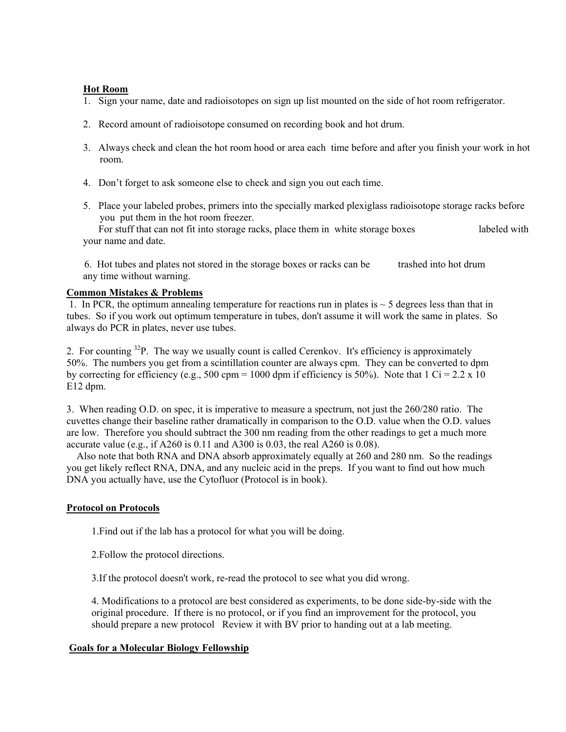**Hot Room**

1. Sign your name, date and radioisotopes on sign up list mounted on the side of hot room refrigerator.

2. Record amount of radioisotope consumed on recording book and hot drum.

3. Always check and clean the hot room hood or area each time before and after you finish your work in hot room.

4. Don't forget to ask someone else to check and sign you out each time.

5. Place your labeled probes, primers into the specially marked plexiglass radioisotope storage racks before you put them in the hot room freezer.
   For stuff that can not fit into storage racks, place them in white storage boxes labeled with your name and date.

6. Hot tubes and plates not stored in the storage boxes or racks can be trashed into hot drum any time without warning.

**Common Mistakes & Problems**

1. In PCR, the optimum annealing temperature for reactions run in plates is ~ 5 degrees less than that in tubes. So if you work out optimum temperature in tubes, don't assume it will work the same in plates. So always do PCR in plates, never use tubes.

2. For counting $^{32}P$. The way we usually count is called Cerenkov. It's efficiency is approximately 50%. The numbers you get from a scintillation counter are always cpm. They can be converted to dpm by correcting for efficiency (e.g., 500 cpm = 1000 dpm if efficiency is 50%). Note that 1 Ci = 2.2 x 10 E12 dpm.

3. When reading O.D. on spec, it is imperative to measure a spectrum, not just the 260/280 ratio. The cuvettes change their baseline rather dramatically in comparison to the O.D. value when the O.D. values are low. Therefore you should subtract the 300 nm reading from the other readings to get a much more accurate value (e.g., if A260 is 0.11 and A300 is 0.03, the real A260 is 0.08).
   Also note that both RNA and DNA absorb approximately equally at 260 and 280 nm. So the readings you get likely reflect RNA, DNA, and any nucleic acid in the preps. If you want to find out how much DNA you actually have, use the Cytofluor (Protocol is in book).

**Protocol on Protocols**

1. Find out if the lab has a protocol for what you will be doing.

2. Follow the protocol directions.

3. If the protocol doesn't work, re-read the protocol to see what you did wrong.

4. Modifications to a protocol are best considered as experiments, to be done side-by-side with the original procedure. If there is no protocol, or if you find an improvement for the protocol, you should prepare a new protocol Review it with BV prior to handing out at a lab meeting.

**Goals for a Molecular Biology Fellowship**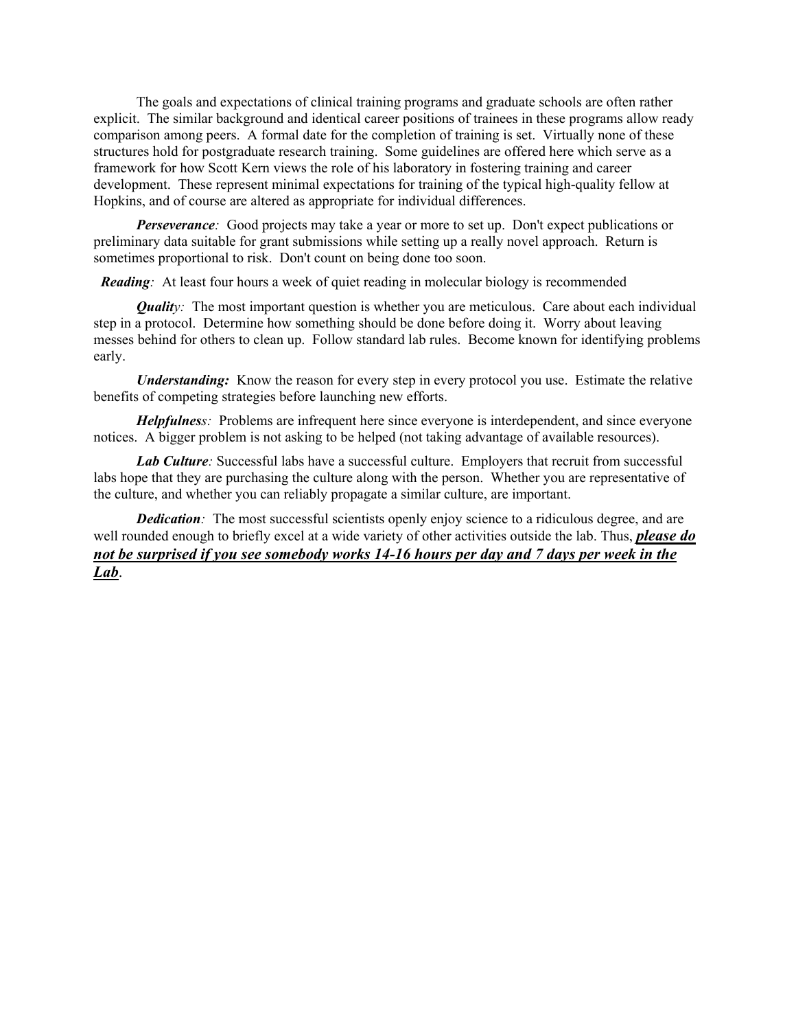The goals and expectations of clinical training programs and graduate schools are often rather explicit. The similar background and identical career positions of trainees in these programs allow ready comparison among peers. A formal date for the completion of training is set. Virtually none of these structures hold for postgraduate research training. Some guidelines are offered here which serve as a framework for how Scott Kern views the role of his laboratory in fostering training and career development. These represent minimal expectations for training of the typical high-quality fellow at Hopkins, and of course are altered as appropriate for individual differences.

***Perseverance**:* Good projects may take a year or more to set up. Don't expect publications or preliminary data suitable for grant submissions while setting up a really novel approach. Return is sometimes proportional to risk. Don't count on being done too soon.

***Reading**:* At least four hours a week of quiet reading in molecular biology is recommended

***Quality**:* The most important question is whether you are meticulous. Care about each individual step in a protocol. Determine how something should be done before doing it. Worry about leaving messes behind for others to clean up. Follow standard lab rules. Become known for identifying problems early.

***Understanding:*** Know the reason for every step in every protocol you use. Estimate the relative benefits of competing strategies before launching new efforts.

***Helpfulness**:* Problems are infrequent here since everyone is interdependent, and since everyone notices. A bigger problem is not asking to be helped (not taking advantage of available resources).

***Lab Culture**:* Successful labs have a successful culture. Employers that recruit from successful labs hope that they are purchasing the culture along with the person. Whether you are representative of the culture, and whether you can reliably propagate a similar culture, are important.

***Dedication**:* The most successful scientists openly enjoy science to a ridiculous degree, and are well rounded enough to briefly excel at a wide variety of other activities outside the lab. Thus, ***<u>please do not be surprised if you see somebody works 14-16 hours per day and 7 days per week in the Lab</u>***.